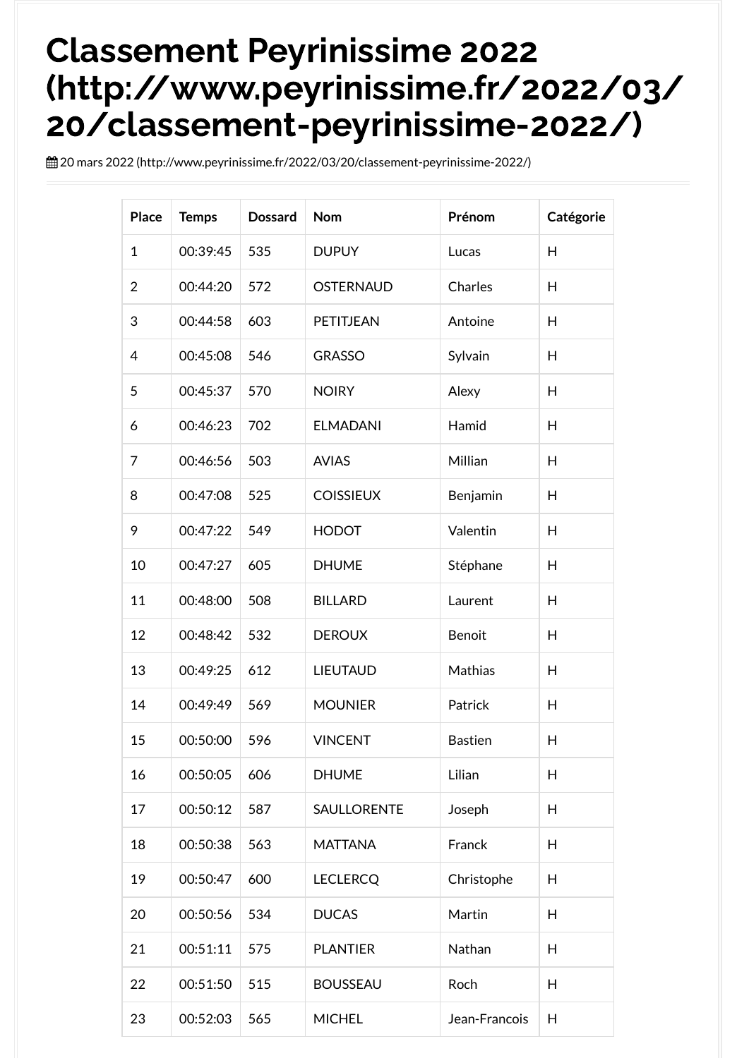# Classement Peyrinissime 2022 (http://www.peyrinissime.fr/2022/03/20/classement-peyrinissime-2022/)

20 mars 2022 (http://www.peyrinissime.fr/2022/03/20/classement-peyrinissime-2022/)

| Place | Temps | Dossard | Nom | Prénom | Catégorie |
|---|---|---|---|---|---|
| 1 | 00:39:45 | 535 | DUPUY | Lucas | H |
| 2 | 00:44:20 | 572 | OSTERNAUD | Charles | H |
| 3 | 00:44:58 | 603 | PETITJEAN | Antoine | H |
| 4 | 00:45:08 | 546 | GRASSO | Sylvain | H |
| 5 | 00:45:37 | 570 | NOIRY | Alexy | H |
| 6 | 00:46:23 | 702 | ELMADANI | Hamid | H |
| 7 | 00:46:56 | 503 | AVIAS | Millian | H |
| 8 | 00:47:08 | 525 | COISSIEUX | Benjamin | H |
| 9 | 00:47:22 | 549 | HODOT | Valentin | H |
| 10 | 00:47:27 | 605 | DHUME | Stéphane | H |
| 11 | 00:48:00 | 508 | BILLARD | Laurent | H |
| 12 | 00:48:42 | 532 | DEROUX | Benoit | H |
| 13 | 00:49:25 | 612 | LIEUTAUD | Mathias | H |
| 14 | 00:49:49 | 569 | MOUNIER | Patrick | H |
| 15 | 00:50:00 | 596 | VINCENT | Bastien | H |
| 16 | 00:50:05 | 606 | DHUME | Lilian | H |
| 17 | 00:50:12 | 587 | SAULLORENTE | Joseph | H |
| 18 | 00:50:38 | 563 | MATTANA | Franck | H |
| 19 | 00:50:47 | 600 | LECLERCQ | Christophe | H |
| 20 | 00:50:56 | 534 | DUCAS | Martin | H |
| 21 | 00:51:11 | 575 | PLANTIER | Nathan | H |
| 22 | 00:51:50 | 515 | BOUSSEAU | Roch | H |
| 23 | 00:52:03 | 565 | MICHEL | Jean-Francois | H |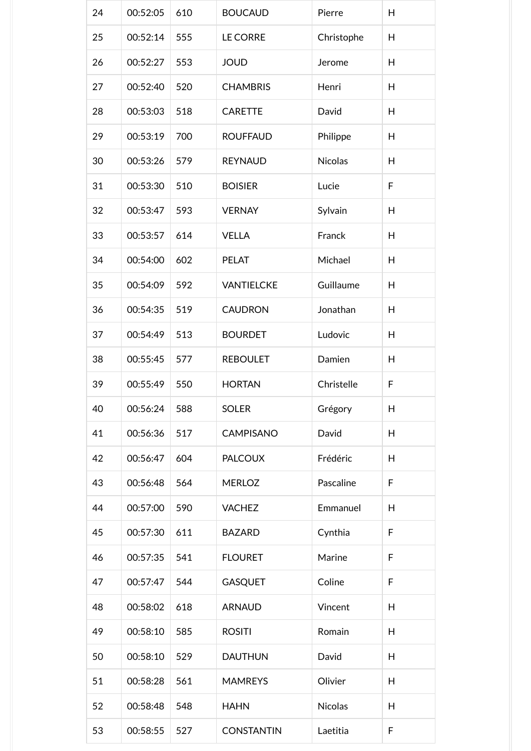| | | | | | |
|---|---|---|---|---|---|
| 24 | 00:52:05 | 610 | BOUCAUD | Pierre | H |
| 25 | 00:52:14 | 555 | LE CORRE | Christophe | H |
| 26 | 00:52:27 | 553 | JOUD | Jerome | H |
| 27 | 00:52:40 | 520 | CHAMBRIS | Henri | H |
| 28 | 00:53:03 | 518 | CARETTE | David | H |
| 29 | 00:53:19 | 700 | ROUFFAUD | Philippe | H |
| 30 | 00:53:26 | 579 | REYNAUD | Nicolas | H |
| 31 | 00:53:30 | 510 | BOISIER | Lucie | F |
| 32 | 00:53:47 | 593 | VERNAY | Sylvain | H |
| 33 | 00:53:57 | 614 | VELLA | Franck | H |
| 34 | 00:54:00 | 602 | PELAT | Michael | H |
| 35 | 00:54:09 | 592 | VANTIELCKE | Guillaume | H |
| 36 | 00:54:35 | 519 | CAUDRON | Jonathan | H |
| 37 | 00:54:49 | 513 | BOURDET | Ludovic | H |
| 38 | 00:55:45 | 577 | REBOULET | Damien | H |
| 39 | 00:55:49 | 550 | HORTAN | Christelle | F |
| 40 | 00:56:24 | 588 | SOLER | Grégory | H |
| 41 | 00:56:36 | 517 | CAMPISANO | David | H |
| 42 | 00:56:47 | 604 | PALCOUX | Frédéric | H |
| 43 | 00:56:48 | 564 | MERLOZ | Pascaline | F |
| 44 | 00:57:00 | 590 | VACHEZ | Emmanuel | H |
| 45 | 00:57:30 | 611 | BAZARD | Cynthia | F |
| 46 | 00:57:35 | 541 | FLOURET | Marine | F |
| 47 | 00:57:47 | 544 | GASQUET | Coline | F |
| 48 | 00:58:02 | 618 | ARNAUD | Vincent | H |
| 49 | 00:58:10 | 585 | ROSITI | Romain | H |
| 50 | 00:58:10 | 529 | DAUTHUN | David | H |
| 51 | 00:58:28 | 561 | MAMREYS | Olivier | H |
| 52 | 00:58:48 | 548 | HAHN | Nicolas | H |
| 53 | 00:58:55 | 527 | CONSTANTIN | Laetitia | F |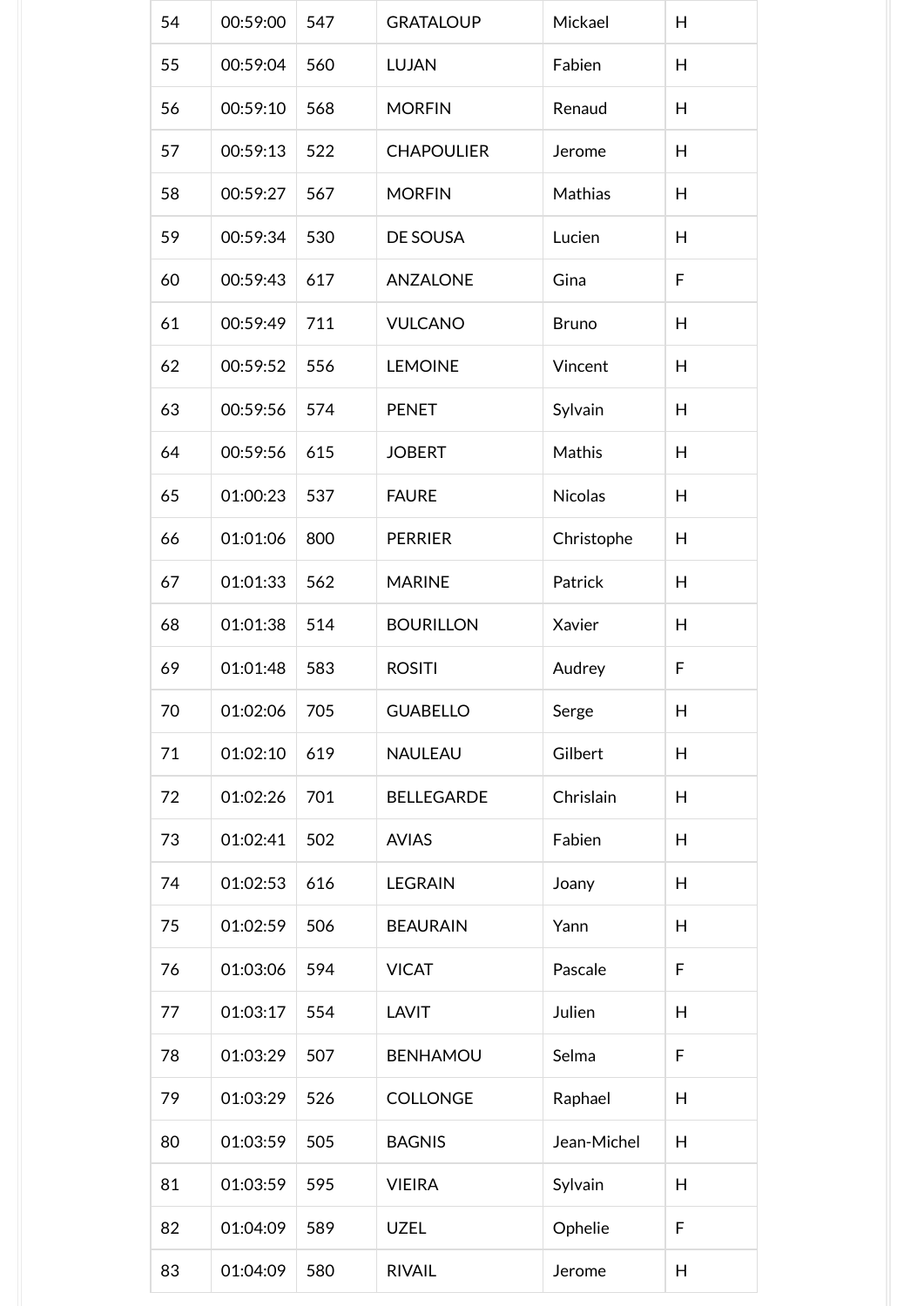| 54 | 00:59:00 | 547 | GRATALOUP | Mickael | H |
|---|---|---|---|---|---|
| 55 | 00:59:04 | 560 | LUJAN | Fabien | H |
| 56 | 00:59:10 | 568 | MORFIN | Renaud | H |
| 57 | 00:59:13 | 522 | CHAPOULIER | Jerome | H |
| 58 | 00:59:27 | 567 | MORFIN | Mathias | H |
| 59 | 00:59:34 | 530 | DE SOUSA | Lucien | H |
| 60 | 00:59:43 | 617 | ANZALONE | Gina | F |
| 61 | 00:59:49 | 711 | VULCANO | Bruno | H |
| 62 | 00:59:52 | 556 | LEMOINE | Vincent | H |
| 63 | 00:59:56 | 574 | PENET | Sylvain | H |
| 64 | 00:59:56 | 615 | JOBERT | Mathis | H |
| 65 | 01:00:23 | 537 | FAURE | Nicolas | H |
| 66 | 01:01:06 | 800 | PERRIER | Christophe | H |
| 67 | 01:01:33 | 562 | MARINE | Patrick | H |
| 68 | 01:01:38 | 514 | BOURILLON | Xavier | H |
| 69 | 01:01:48 | 583 | ROSITI | Audrey | F |
| 70 | 01:02:06 | 705 | GUABELLO | Serge | H |
| 71 | 01:02:10 | 619 | NAULEAU | Gilbert | H |
| 72 | 01:02:26 | 701 | BELLEGARDE | Chrislain | H |
| 73 | 01:02:41 | 502 | AVIAS | Fabien | H |
| 74 | 01:02:53 | 616 | LEGRAIN | Joany | H |
| 75 | 01:02:59 | 506 | BEAURAIN | Yann | H |
| 76 | 01:03:06 | 594 | VICAT | Pascale | F |
| 77 | 01:03:17 | 554 | LAVIT | Julien | H |
| 78 | 01:03:29 | 507 | BENHAMOU | Selma | F |
| 79 | 01:03:29 | 526 | COLLONGE | Raphael | H |
| 80 | 01:03:59 | 505 | BAGNIS | Jean-Michel | H |
| 81 | 01:03:59 | 595 | VIEIRA | Sylvain | H |
| 82 | 01:04:09 | 589 | UZEL | Ophelie | F |
| 83 | 01:04:09 | 580 | RIVAIL | Jerome | H |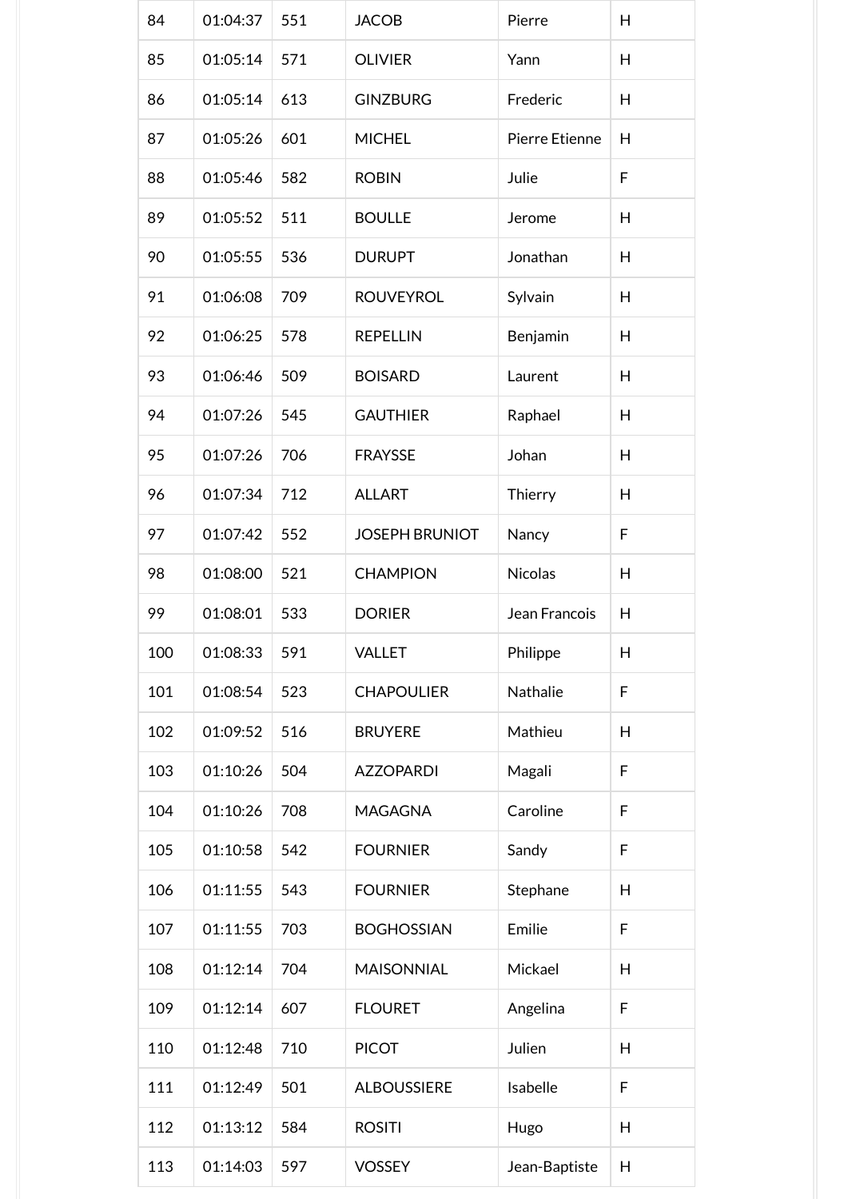| 84 | 01:04:37 | 551 | JACOB | Pierre | H |
|---|---|---|---|---|---|
| 85 | 01:05:14 | 571 | OLIVIER | Yann | H |
| 86 | 01:05:14 | 613 | GINZBURG | Frederic | H |
| 87 | 01:05:26 | 601 | MICHEL | Pierre Etienne | H |
| 88 | 01:05:46 | 582 | ROBIN | Julie | F |
| 89 | 01:05:52 | 511 | BOULLE | Jerome | H |
| 90 | 01:05:55 | 536 | DURUPT | Jonathan | H |
| 91 | 01:06:08 | 709 | ROUVEYROL | Sylvain | H |
| 92 | 01:06:25 | 578 | REPELLIN | Benjamin | H |
| 93 | 01:06:46 | 509 | BOISARD | Laurent | H |
| 94 | 01:07:26 | 545 | GAUTHIER | Raphael | H |
| 95 | 01:07:26 | 706 | FRAYSSE | Johan | H |
| 96 | 01:07:34 | 712 | ALLART | Thierry | H |
| 97 | 01:07:42 | 552 | JOSEPH BRUNIOT | Nancy | F |
| 98 | 01:08:00 | 521 | CHAMPION | Nicolas | H |
| 99 | 01:08:01 | 533 | DORIER | Jean Francois | H |
| 100 | 01:08:33 | 591 | VALLET | Philippe | H |
| 101 | 01:08:54 | 523 | CHAPOULIER | Nathalie | F |
| 102 | 01:09:52 | 516 | BRUYERE | Mathieu | H |
| 103 | 01:10:26 | 504 | AZZOPARDI | Magali | F |
| 104 | 01:10:26 | 708 | MAGAGNA | Caroline | F |
| 105 | 01:10:58 | 542 | FOURNIER | Sandy | F |
| 106 | 01:11:55 | 543 | FOURNIER | Stephane | H |
| 107 | 01:11:55 | 703 | BOGHOSSIAN | Emilie | F |
| 108 | 01:12:14 | 704 | MAISONNIAL | Mickael | H |
| 109 | 01:12:14 | 607 | FLOURET | Angelina | F |
| 110 | 01:12:48 | 710 | PICOT | Julien | H |
| 111 | 01:12:49 | 501 | ALBOUSSIERE | Isabelle | F |
| 112 | 01:13:12 | 584 | ROSITI | Hugo | H |
| 113 | 01:14:03 | 597 | VOSSEY | Jean-Baptiste | H |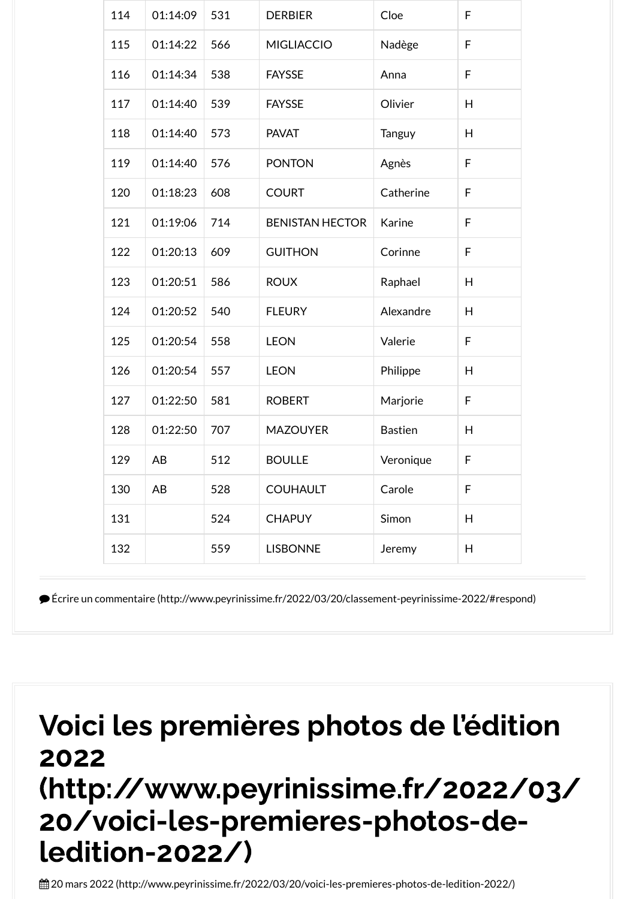| | | | | | |
|---|---|---|---|---|---|
| 114 | 01:14:09 | 531 | DERBIER | Cloe | F |
| 115 | 01:14:22 | 566 | MIGLIACCIO | Nadège | F |
| 116 | 01:14:34 | 538 | FAYSSE | Anna | F |
| 117 | 01:14:40 | 539 | FAYSSE | Olivier | H |
| 118 | 01:14:40 | 573 | PAVAT | Tanguy | H |
| 119 | 01:14:40 | 576 | PONTON | Agnès | F |
| 120 | 01:18:23 | 608 | COURT | Catherine | F |
| 121 | 01:19:06 | 714 | BENISTAN HECTOR | Karine | F |
| 122 | 01:20:13 | 609 | GUITHON | Corinne | F |
| 123 | 01:20:51 | 586 | ROUX | Raphael | H |
| 124 | 01:20:52 | 540 | FLEURY | Alexandre | H |
| 125 | 01:20:54 | 558 | LEON | Valerie | F |
| 126 | 01:20:54 | 557 | LEON | Philippe | H |
| 127 | 01:22:50 | 581 | ROBERT | Marjorie | F |
| 128 | 01:22:50 | 707 | MAZOUYER | Bastien | H |
| 129 | AB | 512 | BOULLE | Veronique | F |
| 130 | AB | 528 | COUHAULT | Carole | F |
| 131 | | 524 | CHAPUY | Simon | H |
| 132 | | 559 | LISBONNE | Jeremy | H |

Écrire un commentaire (http://www.peyrinissime.fr/2022/03/20/classement-peyrinissime-2022/#respond)

# Voici les premières photos de l'édition 2022 (http://www.peyrinissime.fr/2022/03/20/voici-les-premieres-photos-de-ledition-2022/)

20 mars 2022 (http://www.peyrinissime.fr/2022/03/20/voici-les-premieres-photos-de-ledition-2022/)